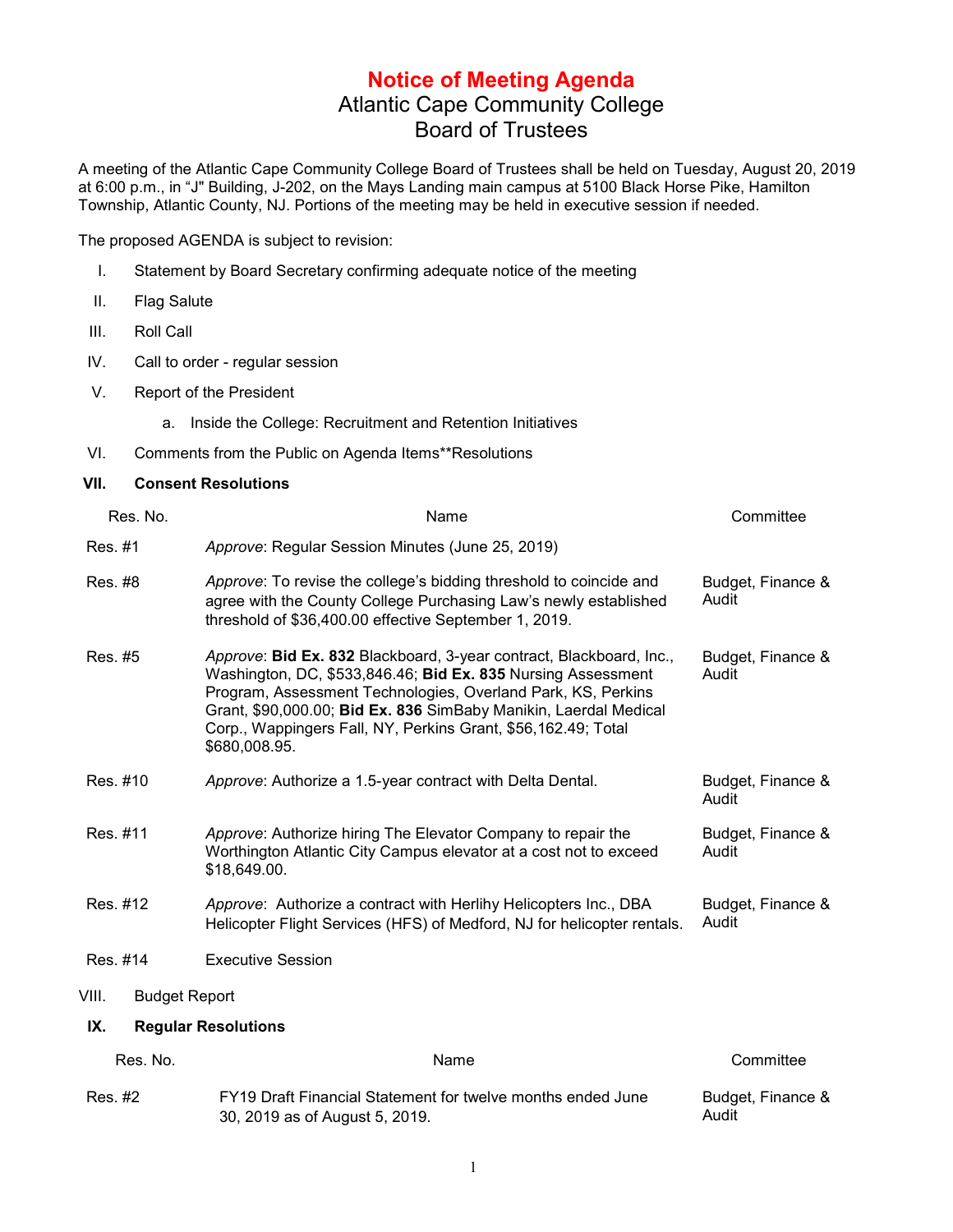# Notice of Meeting Agenda

## Atlantic Cape Community College
## Board of Trustees

A meeting of the Atlantic Cape Community College Board of Trustees shall be held on Tuesday, August 20, 2019 at 6:00 p.m., in "J" Building, J-202, on the Mays Landing main campus at 5100 Black Horse Pike, Hamilton Township, Atlantic County, NJ. Portions of the meeting may be held in executive session if needed.

The proposed AGENDA is subject to revision:

I. Statement by Board Secretary confirming adequate notice of the meeting

II. Flag Salute

III. Roll Call

IV. Call to order - regular session

V. Report of the President

  a. Inside the College: Recruitment and Retention Initiatives

VI. Comments from the Public on Agenda Items**Resolutions

**VII. Consent Resolutions**

| Res. No. | Name | Committee |
|---|---|---|
| Res. #1 | *Approve*: Regular Session Minutes (June 25, 2019) | |
| Res. #8 | *Approve*: To revise the college's bidding threshold to coincide and agree with the County College Purchasing Law's newly established threshold of $36,400.00 effective September 1, 2019. | Budget, Finance & Audit |
| Res. #5 | *Approve*: **Bid Ex. 832** Blackboard, 3-year contract, Blackboard, Inc., Washington, DC, $533,846.46; **Bid Ex. 835** Nursing Assessment Program, Assessment Technologies, Overland Park, KS, Perkins Grant, $90,000.00; **Bid Ex. 836** SimBaby Manikin, Laerdal Medical Corp., Wappingers Fall, NY, Perkins Grant, $56,162.49; Total $680,008.95. | Budget, Finance & Audit |
| Res. #10 | *Approve*: Authorize a 1.5-year contract with Delta Dental. | Budget, Finance & Audit |
| Res. #11 | *Approve*: Authorize hiring The Elevator Company to repair the Worthington Atlantic City Campus elevator at a cost not to exceed $18,649.00. | Budget, Finance & Audit |
| Res. #12 | *Approve*: Authorize a contract with Herlihy Helicopters Inc., DBA Helicopter Flight Services (HFS) of Medford, NJ for helicopter rentals. | Budget, Finance & Audit |
| Res. #14 | Executive Session | |

VIII. Budget Report

**IX. Regular Resolutions**

| Res. No. | Name | Committee |
|---|---|---|
| Res. #2 | FY19 Draft Financial Statement for twelve months ended June 30, 2019 as of August 5, 2019. | Budget, Finance & Audit |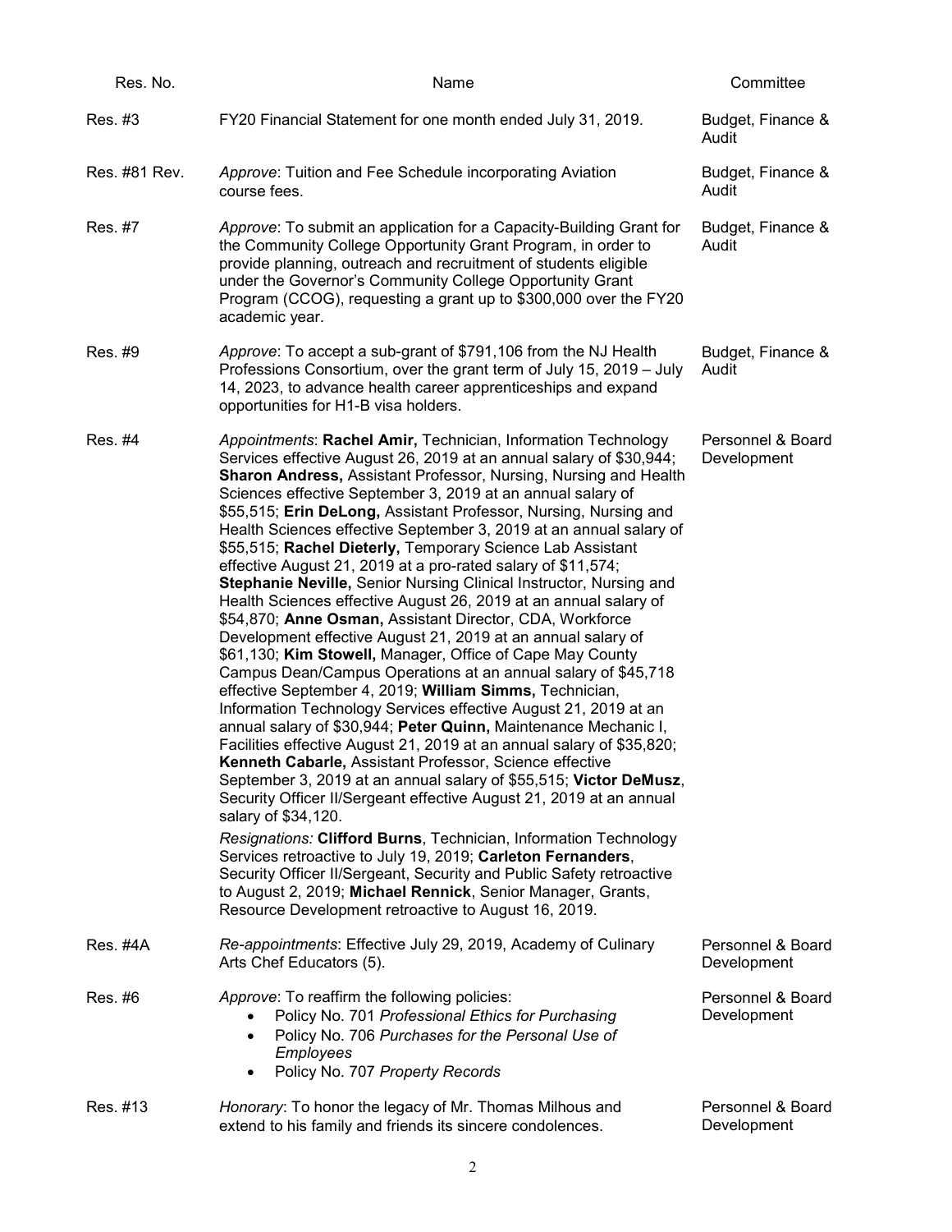| Res. No. | Name | Committee |
| --- | --- | --- |
| Res. #3 | FY20 Financial Statement for one month ended July 31, 2019. | Budget, Finance & Audit |
| Res. #81 Rev. | *Approve*: Tuition and Fee Schedule incorporating Aviation course fees. | Budget, Finance & Audit |
| Res. #7 | *Approve*: To submit an application for a Capacity-Building Grant for the Community College Opportunity Grant Program, in order to provide planning, outreach and recruitment of students eligible under the Governor's Community College Opportunity Grant Program (CCOG), requesting a grant up to $300,000 over the FY20 academic year. | Budget, Finance & Audit |
| Res. #9 | *Approve*: To accept a sub-grant of $791,106 from the NJ Health Professions Consortium, over the grant term of July 15, 2019 – July 14, 2023, to advance health career apprenticeships and expand opportunities for H1-B visa holders. | Budget, Finance & Audit |
| Res. #4 | *Appointments*: **Rachel Amir,** Technician, Information Technology Services effective August 26, 2019 at an annual salary of $30,944; **Sharon Andress,** Assistant Professor, Nursing, Nursing and Health Sciences effective September 3, 2019 at an annual salary of $55,515; **Erin DeLong,** Assistant Professor, Nursing, Nursing and Health Sciences effective September 3, 2019 at an annual salary of $55,515; **Rachel Dieterly,** Temporary Science Lab Assistant effective August 21, 2019 at a pro-rated salary of $11,574; **Stephanie Neville,** Senior Nursing Clinical Instructor, Nursing and Health Sciences effective August 26, 2019 at an annual salary of $54,870; **Anne Osman,** Assistant Director, CDA, Workforce Development effective August 21, 2019 at an annual salary of $61,130; **Kim Stowell,** Manager, Office of Cape May County Campus Dean/Campus Operations at an annual salary of $45,718 effective September 4, 2019; **William Simms,** Technician, Information Technology Services effective August 21, 2019 at an annual salary of $30,944; **Peter Quinn,** Maintenance Mechanic I, Facilities effective August 21, 2019 at an annual salary of $35,820; **Kenneth Cabarle,** Assistant Professor, Science effective September 3, 2019 at an annual salary of $55,515; **Victor DeMusz**, Security Officer II/Sergeant effective August 21, 2019 at an annual salary of $34,120.<br><br>*Resignations:* **Clifford Burns**, Technician, Information Technology Services retroactive to July 19, 2019; **Carleton Fernanders**, Security Officer II/Sergeant, Security and Public Safety retroactive to August 2, 2019; **Michael Rennick**, Senior Manager, Grants, Resource Development retroactive to August 16, 2019. | Personnel & Board Development |
| Res. #4A | *Re-appointments*: Effective July 29, 2019, Academy of Culinary Arts Chef Educators (5). | Personnel & Board Development |
| Res. #6 | *Approve*: To reaffirm the following policies:<br>• Policy No. 701 *Professional Ethics for Purchasing*<br>• Policy No. 706 *Purchases for the Personal Use of Employees*<br>• Policy No. 707 *Property Records* | Personnel & Board Development |
| Res. #13 | *Honorary*: To honor the legacy of Mr. Thomas Milhous and extend to his family and friends its sincere condolences. | Personnel & Board Development |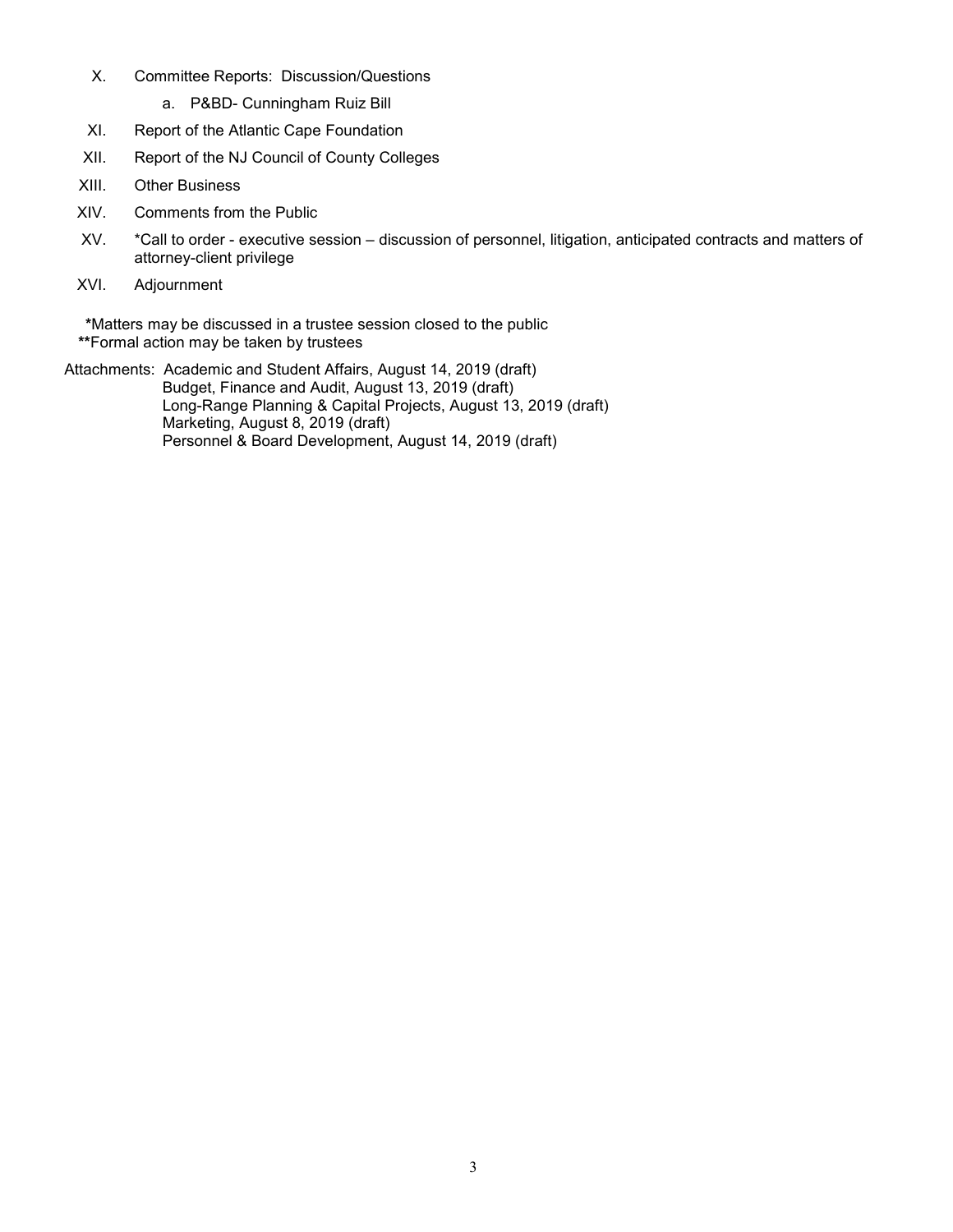X. Committee Reports: Discussion/Questions

   a. P&BD- Cunningham Ruiz Bill

XI. Report of the Atlantic Cape Foundation

XII. Report of the NJ Council of County Colleges

XIII. Other Business

XIV. Comments from the Public

XV. *Call to order - executive session – discussion of personnel, litigation, anticipated contracts and matters of attorney-client privilege

XVI. Adjournment

**\***Matters may be discussed in a trustee session closed to the public
**\*\***Formal action may be taken by trustees

Attachments: Academic and Student Affairs, August 14, 2019 (draft)
Budget, Finance and Audit, August 13, 2019 (draft)
Long-Range Planning & Capital Projects, August 13, 2019 (draft)
Marketing, August 8, 2019 (draft)
Personnel & Board Development, August 14, 2019 (draft)